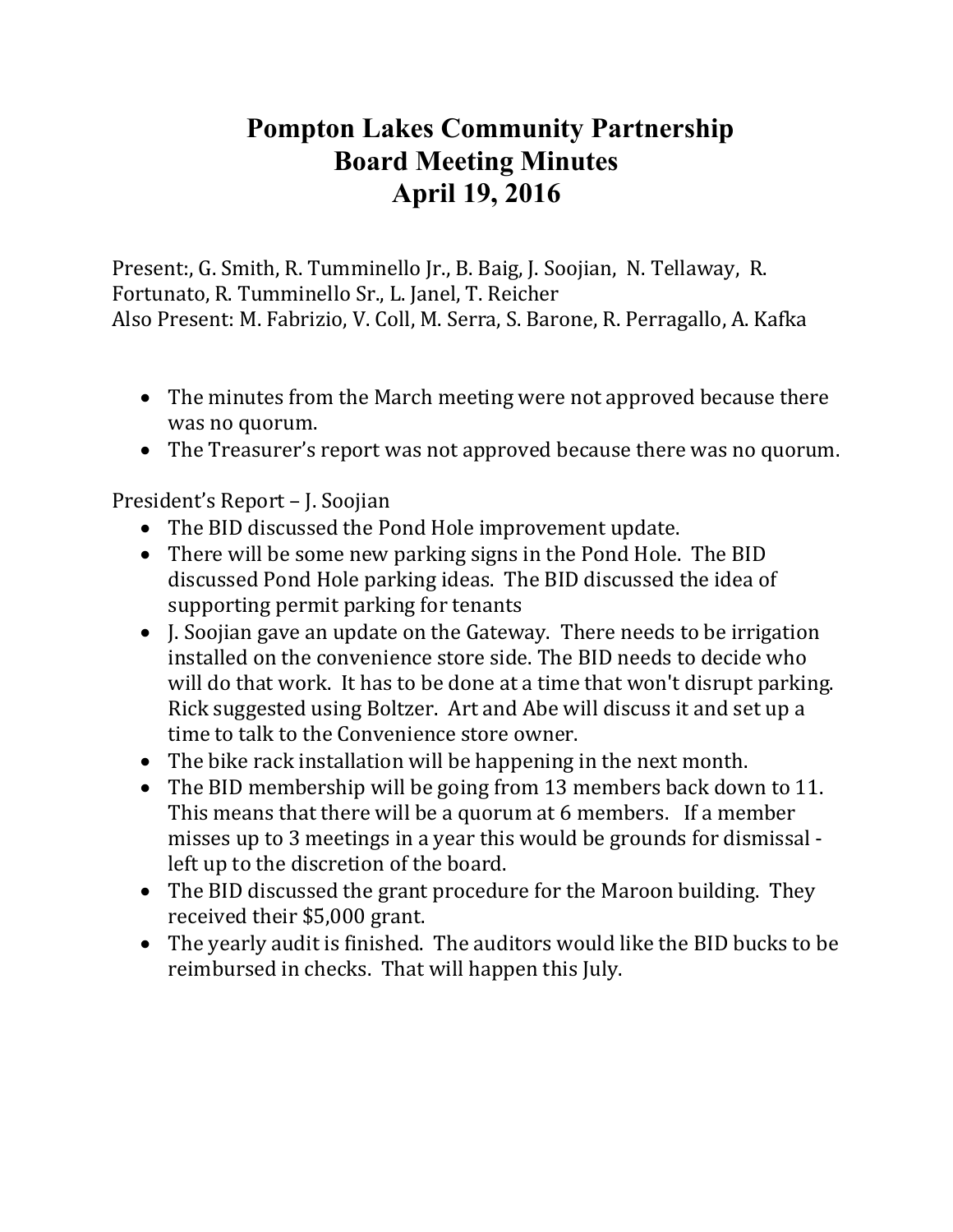# Pompton Lakes Community Partnership
## Board Meeting Minutes
## April 19, 2016

Present:, G. Smith, R. Tumminello Jr., B. Baig, J. Soojian, N. Tellaway, R. Fortunato, R. Tumminello Sr., L. Janel, T. Reicher
Also Present: M. Fabrizio, V. Coll, M. Serra, S. Barone, R. Perragallo, A. Kafka

- The minutes from the March meeting were not approved because there was no quorum.
- The Treasurer's report was not approved because there was no quorum.

President's Report – J. Soojian

- The BID discussed the Pond Hole improvement update.
- There will be some new parking signs in the Pond Hole. The BID discussed Pond Hole parking ideas. The BID discussed the idea of supporting permit parking for tenants
- J. Soojian gave an update on the Gateway. There needs to be irrigation installed on the convenience store side. The BID needs to decide who will do that work. It has to be done at a time that won't disrupt parking. Rick suggested using Boltzer. Art and Abe will discuss it and set up a time to talk to the Convenience store owner.
- The bike rack installation will be happening in the next month.
- The BID membership will be going from 13 members back down to 11. This means that there will be a quorum at 6 members. If a member misses up to 3 meetings in a year this would be grounds for dismissal - left up to the discretion of the board.
- The BID discussed the grant procedure for the Maroon building. They received their $5,000 grant.
- The yearly audit is finished. The auditors would like the BID bucks to be reimbursed in checks. That will happen this July.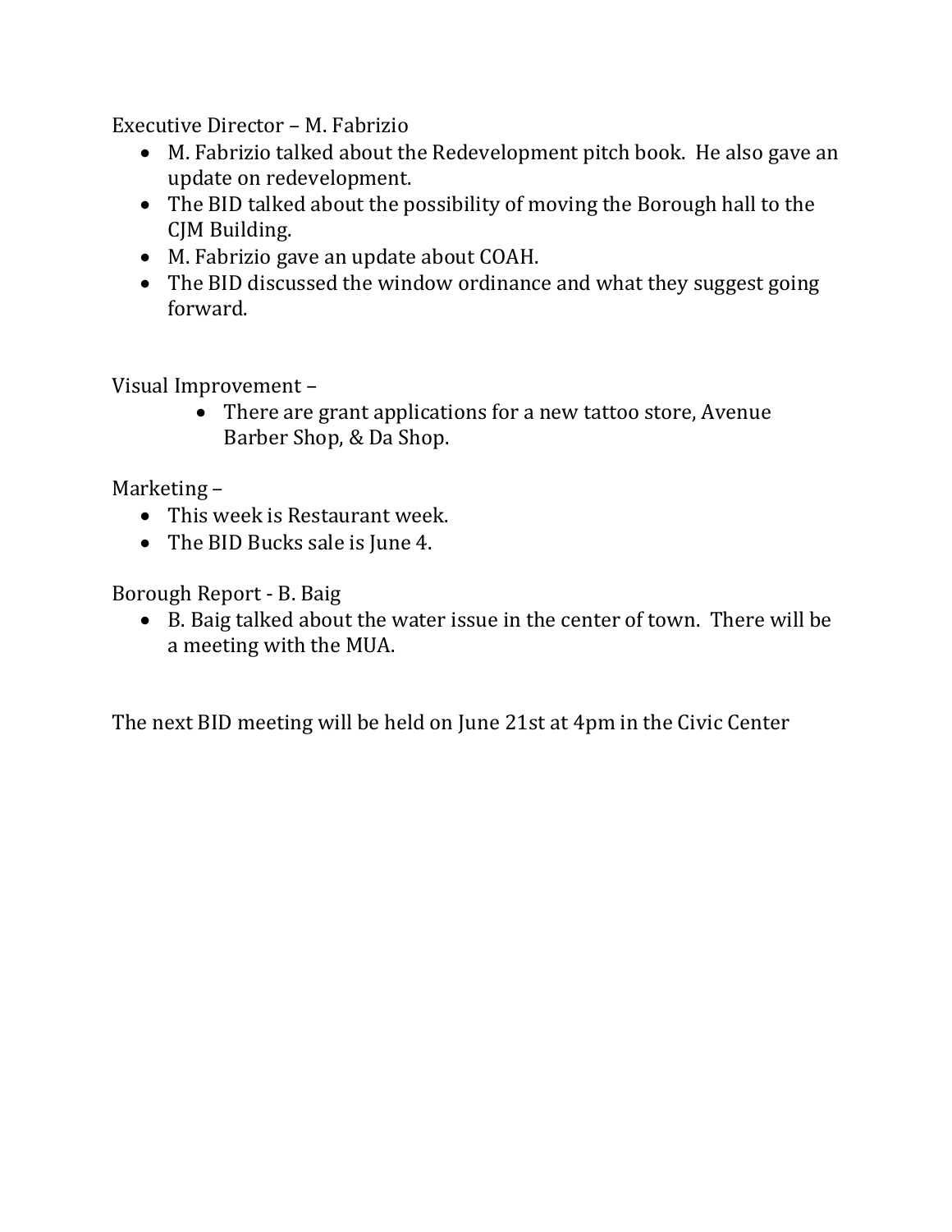Executive Director – M. Fabrizio

- M. Fabrizio talked about the Redevelopment pitch book. He also gave an update on redevelopment.
- The BID talked about the possibility of moving the Borough hall to the CJM Building.
- M. Fabrizio gave an update about COAH.
- The BID discussed the window ordinance and what they suggest going forward.

Visual Improvement –

- There are grant applications for a new tattoo store, Avenue Barber Shop, & Da Shop.

Marketing –

- This week is Restaurant week.
- The BID Bucks sale is June 4.

Borough Report - B. Baig

- B. Baig talked about the water issue in the center of town. There will be a meeting with the MUA.

The next BID meeting will be held on June 21st at 4pm in the Civic Center